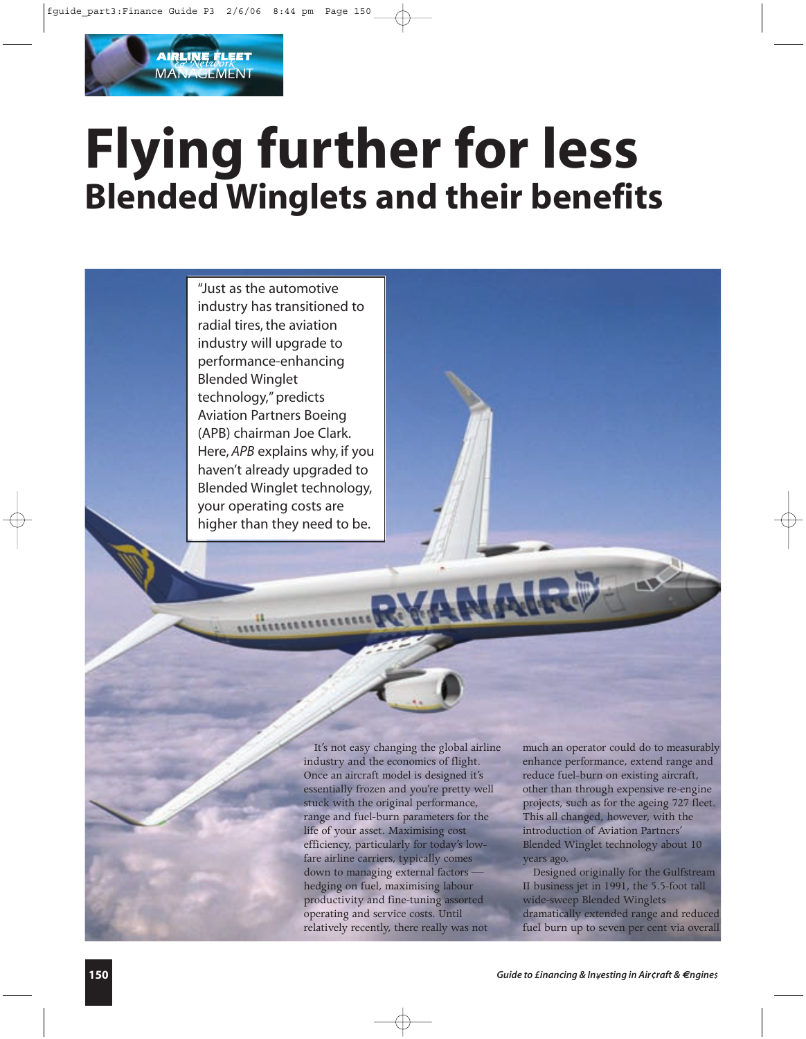# Flying further for less

## Blended Winglets and their benefits

"Just as the automotive industry has transitioned to radial tires, the aviation industry will upgrade to performance-enhancing Blended Winglet technology," predicts Aviation Partners Boeing (APB) chairman Joe Clark. Here, *APB* explains why, if you haven't already upgraded to Blended Winglet technology, your operating costs are higher than they need to be.

It's not easy changing the global airline industry and the economics of flight. Once an aircraft model is designed it's essentially frozen and you're pretty well stuck with the original performance, range and fuel-burn parameters for the life of your asset. Maximising cost efficiency, particularly for today's low-fare airline carriers, typically comes down to managing external factors — hedging on fuel, maximising labour productivity and fine-tuning assorted operating and service costs. Until relatively recently, there really was not much an operator could do to measurably enhance performance, extend range and reduce fuel-burn on existing aircraft, other than through expensive re-engine projects, such as for the ageing 727 fleet. This all changed, however, with the introduction of Aviation Partners' Blended Winglet technology about 10 years ago.

Designed originally for the Gulfstream II business jet in 1991, the 5.5-foot tall wide-sweep Blended Winglets dramatically extended range and reduced fuel burn up to seven per cent via overall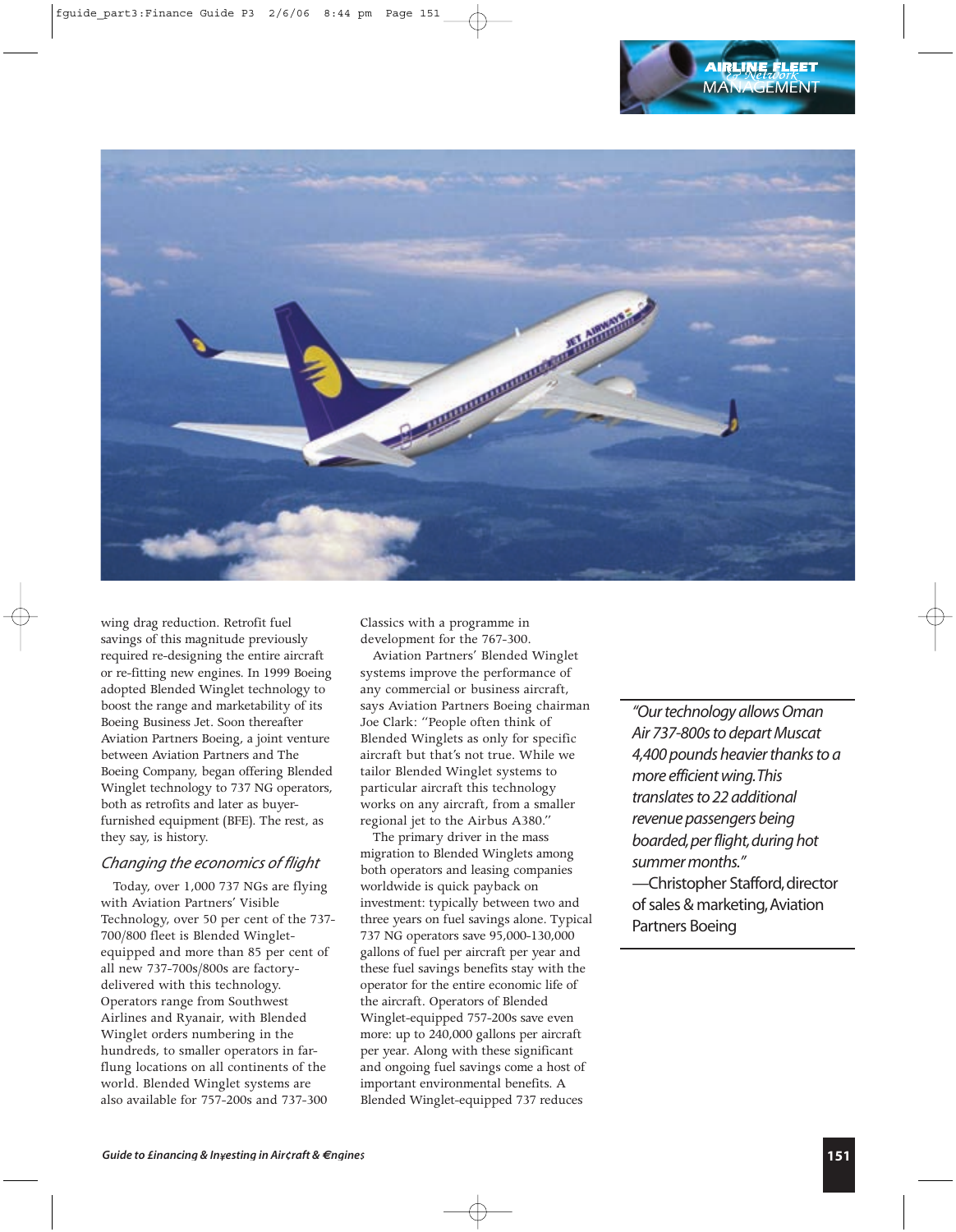wing drag reduction. Retrofit fuel savings of this magnitude previously required re-designing the entire aircraft or re-fitting new engines. In 1999 Boeing adopted Blended Winglet technology to boost the range and marketability of its Boeing Business Jet. Soon thereafter Aviation Partners Boeing, a joint venture between Aviation Partners and The Boeing Company, began offering Blended Winglet technology to 737 NG operators, both as retrofits and later as buyer-furnished equipment (BFE). The rest, as they say, is history.

## *Changing the economics of flight*

Today, over 1,000 737 NGs are flying with Aviation Partners' Visible Technology, over 50 per cent of the 737-700/800 fleet is Blended Winglet-equipped and more than 85 per cent of all new 737-700s/800s are factory-delivered with this technology. Operators range from Southwest Airlines and Ryanair, with Blended Winglet orders numbering in the hundreds, to smaller operators in far-flung locations on all continents of the world. Blended Winglet systems are also available for 757-200s and 737-300 Classics with a programme in development for the 767-300.

Aviation Partners' Blended Winglet systems improve the performance of any commercial or business aircraft, says Aviation Partners Boeing chairman Joe Clark: "People often think of Blended Winglets as only for specific aircraft but that's not true. While we tailor Blended Winglet systems to particular aircraft this technology works on any aircraft, from a smaller regional jet to the Airbus A380."

The primary driver in the mass migration to Blended Winglets among both operators and leasing companies worldwide is quick payback on investment: typically between two and three years on fuel savings alone. Typical 737 NG operators save 95,000-130,000 gallons of fuel per aircraft per year and these fuel savings benefits stay with the operator for the entire economic life of the aircraft. Operators of Blended Winglet-equipped 757-200s save even more: up to 240,000 gallons per aircraft per year. Along with these significant and ongoing fuel savings come a host of important environmental benefits. A Blended Winglet-equipped 737 reduces

> *"Our technology allows Oman Air 737-800s to depart Muscat 4,400 pounds heavier thanks to a more efficient wing. This translates to 22 additional revenue passengers being boarded, per flight, during hot summer months."*
> —Christopher Stafford, director of sales & marketing, Aviation Partners Boeing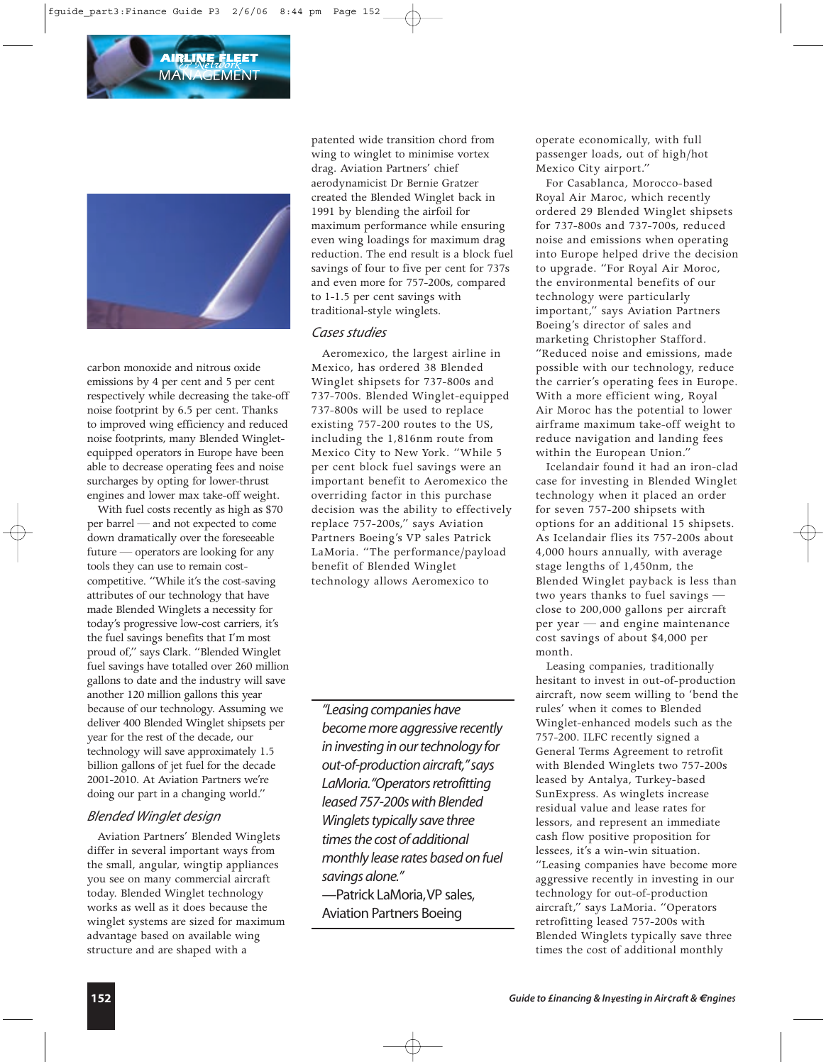carbon monoxide and nitrous oxide emissions by 4 per cent and 5 per cent respectively while decreasing the take-off noise footprint by 6.5 per cent. Thanks to improved wing efficiency and reduced noise footprints, many Blended Winglet-equipped operators in Europe have been able to decrease operating fees and noise surcharges by opting for lower-thrust engines and lower max take-off weight.

With fuel costs recently as high as $70 per barrel — and not expected to come down dramatically over the foreseeable future — operators are looking for any tools they can use to remain cost-competitive. "While it's the cost-saving attributes of our technology that have made Blended Winglets a necessity for today's progressive low-cost carriers, it's the fuel savings benefits that I'm most proud of," says Clark. "Blended Winglet fuel savings have totalled over 260 million gallons to date and the industry will save another 120 million gallons this year because of our technology. Assuming we deliver 400 Blended Winglet shipsets per year for the rest of the decade, our technology will save approximately 1.5 billion gallons of jet fuel for the decade 2001-2010. At Aviation Partners we're doing our part in a changing world."

## Blended Winglet design

Aviation Partners' Blended Winglets differ in several important ways from the small, angular, wingtip appliances you see on many commercial aircraft today. Blended Winglet technology works as well as it does because the winglet systems are sized for maximum advantage based on available wing structure and are shaped with a patented wide transition chord from wing to winglet to minimise vortex drag. Aviation Partners' chief aerodynamicist Dr Bernie Gratzer created the Blended Winglet back in 1991 by blending the airfoil for maximum performance while ensuring even wing loadings for maximum drag reduction. The end result is a block fuel savings of four to five per cent for 737s and even more for 757-200s, compared to 1-1.5 per cent savings with traditional-style winglets.

## Cases studies

Aeromexico, the largest airline in Mexico, has ordered 38 Blended Winglet shipsets for 737-800s and 737-700s. Blended Winglet-equipped 737-800s will be used to replace existing 757-200 routes to the US, including the 1,816nm route from Mexico City to New York. "While 5 per cent block fuel savings were an important benefit to Aeromexico the overriding factor in this purchase decision was the ability to effectively replace 757-200s," says Aviation Partners Boeing's VP sales Patrick LaMoria. "The performance/payload benefit of Blended Winglet technology allows Aeromexico to operate economically, with full passenger loads, out of high/hot Mexico City airport."

> *"Leasing companies have become more aggressive recently in investing in our technology for out-of-production aircraft," says LaMoria. "Operators retrofitting leased 757-200s with Blended Winglets typically save three times the cost of additional monthly lease rates based on fuel savings alone."*
> —Patrick LaMoria, VP sales, Aviation Partners Boeing

For Casablanca, Morocco-based Royal Air Maroc, which recently ordered 29 Blended Winglet shipsets for 737-800s and 737-700s, reduced noise and emissions when operating into Europe helped drive the decision to upgrade. "For Royal Air Moroc, the environmental benefits of our technology were particularly important," says Aviation Partners Boeing's director of sales and marketing Christopher Stafford. "Reduced noise and emissions, made possible with our technology, reduce the carrier's operating fees in Europe. With a more efficient wing, Royal Air Moroc has the potential to lower airframe maximum take-off weight to reduce navigation and landing fees within the European Union."

Icelandair found it had an iron-clad case for investing in Blended Winglet technology when it placed an order for seven 757-200 shipsets with options for an additional 15 shipsets. As Icelandair flies its 757-200s about 4,000 hours annually, with average stage lengths of 1,450nm, the Blended Winglet payback is less than two years thanks to fuel savings — close to 200,000 gallons per aircraft per year — and engine maintenance cost savings of about $4,000 per month.

Leasing companies, traditionally hesitant to invest in out-of-production aircraft, now seem willing to 'bend the rules' when it comes to Blended Winglet-enhanced models such as the 757-200. ILFC recently signed a General Terms Agreement to retrofit with Blended Winglets two 757-200s leased by Antalya, Turkey-based SunExpress. As winglets increase residual value and lease rates for lessors, and represent an immediate cash flow positive proposition for lessees, it's a win-win situation. "Leasing companies have become more aggressive recently in investing in our technology for out-of-production aircraft," says LaMoria. "Operators retrofitting leased 757-200s with Blended Winglets typically save three times the cost of additional monthly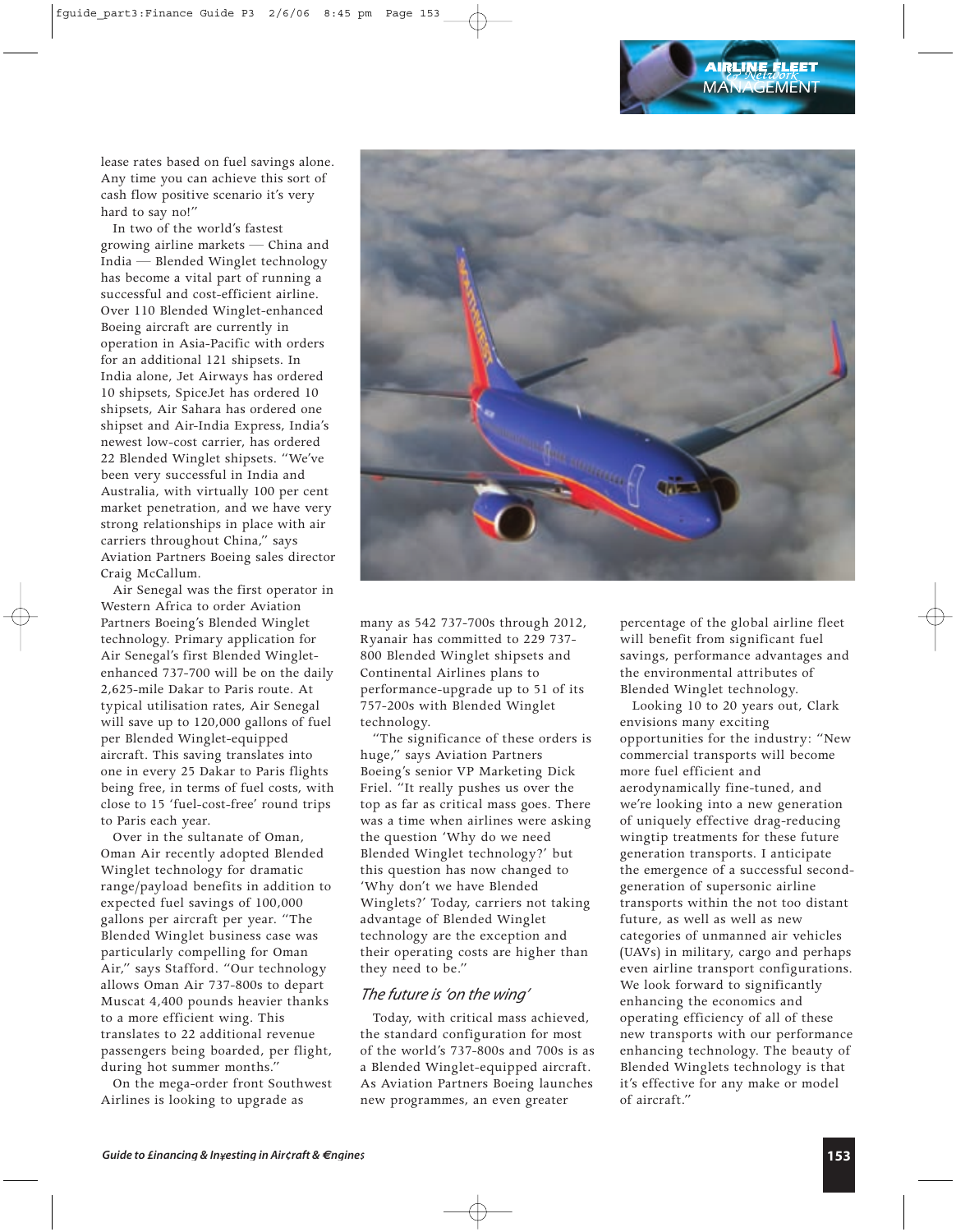lease rates based on fuel savings alone. Any time you can achieve this sort of cash flow positive scenario it's very hard to say no!"

In two of the world's fastest growing airline markets — China and India — Blended Winglet technology has become a vital part of running a successful and cost-efficient airline. Over 110 Blended Winglet-enhanced Boeing aircraft are currently in operation in Asia-Pacific with orders for an additional 121 shipsets. In India alone, Jet Airways has ordered 10 shipsets, SpiceJet has ordered 10 shipsets, Air Sahara has ordered one shipset and Air-India Express, India's newest low-cost carrier, has ordered 22 Blended Winglet shipsets. "We've been very successful in India and Australia, with virtually 100 per cent market penetration, and we have very strong relationships in place with air carriers throughout China," says Aviation Partners Boeing sales director Craig McCallum.

Air Senegal was the first operator in Western Africa to order Aviation Partners Boeing's Blended Winglet technology. Primary application for Air Senegal's first Blended Winglet-enhanced 737-700 will be on the daily 2,625-mile Dakar to Paris route. At typical utilisation rates, Air Senegal will save up to 120,000 gallons of fuel per Blended Winglet-equipped aircraft. This saving translates into one in every 25 Dakar to Paris flights being free, in terms of fuel costs, with close to 15 'fuel-cost-free' round trips to Paris each year.

Over in the sultanate of Oman, Oman Air recently adopted Blended Winglet technology for dramatic range/payload benefits in addition to expected fuel savings of 100,000 gallons per aircraft per year. "The Blended Winglet business case was particularly compelling for Oman Air," says Stafford. "Our technology allows Oman Air 737-800s to depart Muscat 4,400 pounds heavier thanks to a more efficient wing. This translates to 22 additional revenue passengers being boarded, per flight, during hot summer months."

On the mega-order front Southwest Airlines is looking to upgrade as many as 542 737-700s through 2012, Ryanair has committed to 229 737-800 Blended Winglet shipsets and Continental Airlines plans to performance-upgrade up to 51 of its 757-200s with Blended Winglet technology.

"The significance of these orders is huge," says Aviation Partners Boeing's senior VP Marketing Dick Friel. "It really pushes us over the top as far as critical mass goes. There was a time when airlines were asking the question 'Why do we need Blended Winglet technology?' but this question has now changed to 'Why don't we have Blended Winglets?' Today, carriers not taking advantage of Blended Winglet technology are the exception and their operating costs are higher than they need to be."

### *The future is 'on the wing'*

Today, with critical mass achieved, the standard configuration for most of the world's 737-800s and 700s is as a Blended Winglet-equipped aircraft. As Aviation Partners Boeing launches new programmes, an even greater percentage of the global airline fleet will benefit from significant fuel savings, performance advantages and the environmental attributes of Blended Winglet technology.

Looking 10 to 20 years out, Clark envisions many exciting opportunities for the industry: "New commercial transports will become more fuel efficient and aerodynamically fine-tuned, and we're looking into a new generation of uniquely effective drag-reducing wingtip treatments for these future generation transports. I anticipate the emergence of a successful second-generation of supersonic airline transports within the not too distant future, as well as well as new categories of unmanned air vehicles (UAVs) in military, cargo and perhaps even airline transport configurations. We look forward to significantly enhancing the economics and operating efficiency of all of these new transports with our performance enhancing technology. The beauty of Blended Winglets technology is that it's effective for any make or model of aircraft."